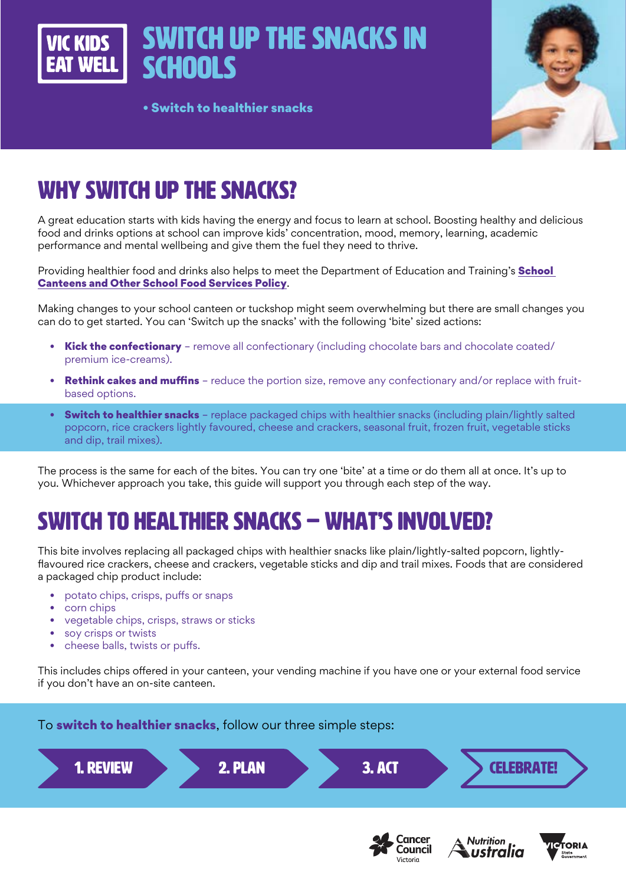VIC KIDS EAT WELL

# SWITCH UP THE SNACKS IN SCHOOLS

• **Switch to healthier snacks**

## WHY SWITCH UP THE SNACKS?

A great education starts with kids having the energy and focus to learn at school. Boosting healthy and delicious food and drinks options at school can improve kids' concentration, mood, memory, learning, academic performance and mental wellbeing and give them the fuel they need to thrive.

Providing healthier food and drinks also helps to meet the Department of Education and Training's **School Canteens and Other School Food Services Policy**.

Making changes to your school canteen or tuckshop might seem overwhelming but there are small changes you can do to get started. You can 'Switch up the snacks' with the following 'bite' sized actions:

- **Kick the confectionary** – remove all confectionary (including chocolate bars and chocolate coated/ premium ice-creams).
- **Rethink cakes and muffins** – reduce the portion size, remove any confectionary and/or replace with fruit-based options.
- **Switch to healthier snacks** – replace packaged chips with healthier snacks (including plain/lightly salted popcorn, rice crackers lightly favoured, cheese and crackers, seasonal fruit, frozen fruit, vegetable sticks and dip, trail mixes).

The process is the same for each of the bites. You can try one 'bite' at a time or do them all at once. It's up to you. Whichever approach you take, this guide will support you through each step of the way.

## SWITCH TO HEALTHIER SNACKS – WHAT'S INVOLVED?

This bite involves replacing all packaged chips with healthier snacks like plain/lightly-salted popcorn, lightly-flavoured rice crackers, cheese and crackers, vegetable sticks and dip and trail mixes. Foods that are considered a packaged chip product include:

- potato chips, crisps, puffs or snaps
- corn chips
- vegetable chips, crisps, straws or sticks
- soy crisps or twists
- cheese balls, twists or puffs.

This includes chips offered in your canteen, your vending machine if you have one or your external food service if you don't have an on-site canteen.

To **switch to healthier snacks**, follow our three simple steps:

**1. REVIEW** → **2. PLAN** → **3. ACT** → **CELEBRATE!**

Cancer Council Victoria | Nutrition Australia | Victoria State Government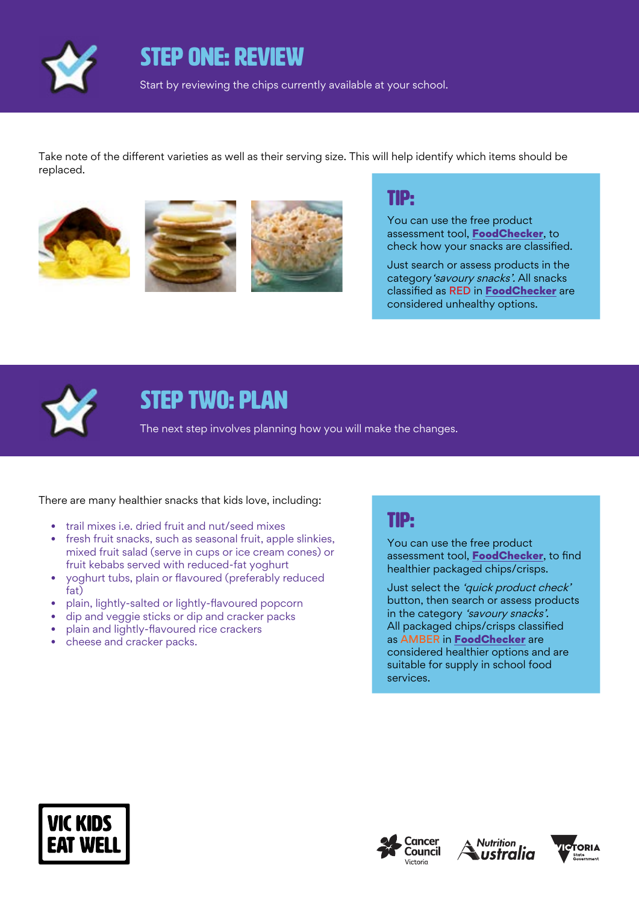## STEP ONE: REVIEW

Start by reviewing the chips currently available at your school.

Take note of the different varieties as well as their serving size. This will help identify which items should be replaced.

### TIP:

You can use the free product assessment tool, **FoodChecker**, to check how your snacks are classified.

Just search or assess products in the category *'savoury snacks'*. All snacks classified as RED in **FoodChecker** are considered unhealthy options.

## STEP TWO: PLAN

The next step involves planning how you will make the changes.

There are many healthier snacks that kids love, including:

- trail mixes i.e. dried fruit and nut/seed mixes
- fresh fruit snacks, such as seasonal fruit, apple slinkies, mixed fruit salad (serve in cups or ice cream cones) or fruit kebabs served with reduced-fat yoghurt
- yoghurt tubs, plain or flavoured (preferably reduced fat)
- plain, lightly-salted or lightly-flavoured popcorn
- dip and veggie sticks or dip and cracker packs
- plain and lightly-flavoured rice crackers
- cheese and cracker packs.

### TIP:

You can use the free product assessment tool, **FoodChecker**, to find healthier packaged chips/crisps.

Just select the *'quick product check'* button, then search or assess products in the category *'savoury snacks'*. All packaged chips/crisps classified as AMBER in **FoodChecker** are considered healthier options and are suitable for supply in school food services.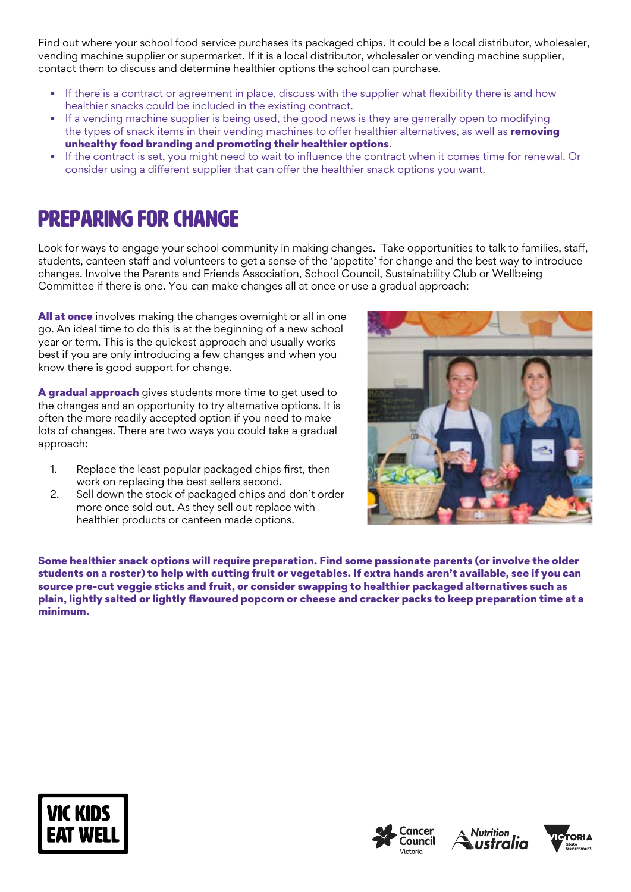Find out where your school food service purchases its packaged chips. It could be a local distributor, wholesaler, vending machine supplier or supermarket. If it is a local distributor, wholesaler or vending machine supplier, contact them to discuss and determine healthier options the school can purchase.

- If there is a contract or agreement in place, discuss with the supplier what flexibility there is and how healthier snacks could be included in the existing contract.
- If a vending machine supplier is being used, the good news is they are generally open to modifying the types of snack items in their vending machines to offer healthier alternatives, as well as **removing unhealthy food branding and promoting their healthier options**.
- If the contract is set, you might need to wait to influence the contract when it comes time for renewal. Or consider using a different supplier that can offer the healthier snack options you want.

# PREPARING FOR CHANGE

Look for ways to engage your school community in making changes. Take opportunities to talk to families, staff, students, canteen staff and volunteers to get a sense of the 'appetite' for change and the best way to introduce changes. Involve the Parents and Friends Association, School Council, Sustainability Club or Wellbeing Committee if there is one. You can make changes all at once or use a gradual approach:

**All at once** involves making the changes overnight or all in one go. An ideal time to do this is at the beginning of a new school year or term. This is the quickest approach and usually works best if you are only introducing a few changes and when you know there is good support for change.

**A gradual approach** gives students more time to get used to the changes and an opportunity to try alternative options. It is often the more readily accepted option if you need to make lots of changes. There are two ways you could take a gradual approach:

1. Replace the least popular packaged chips first, then work on replacing the best sellers second.
2. Sell down the stock of packaged chips and don't order more once sold out. As they sell out replace with healthier products or canteen made options.

**Some healthier snack options will require preparation. Find some passionate parents (or involve the older students on a roster) to help with cutting fruit or vegetables. If extra hands aren't available, see if you can source pre-cut veggie sticks and fruit, or consider swapping to healthier packaged alternatives such as plain, lightly salted or lightly flavoured popcorn or cheese and cracker packs to keep preparation time at a minimum.**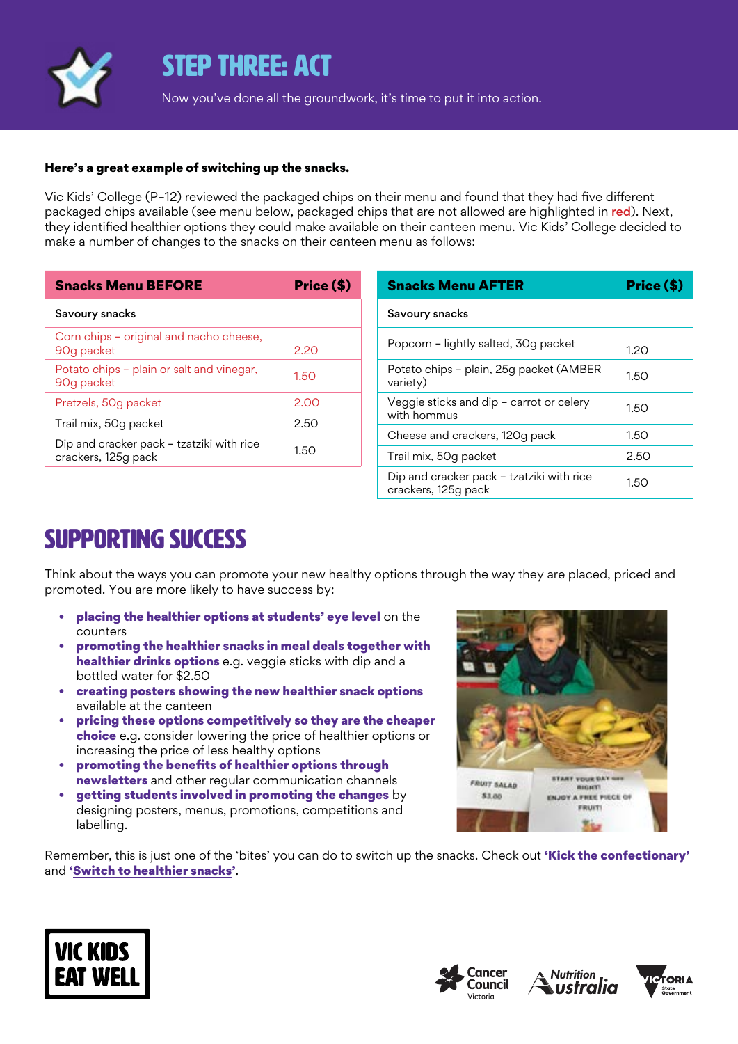# STEP THREE: ACT

Now you've done all the groundwork, it's time to put it into action.

**Here's a great example of switching up the snacks.**

Vic Kids' College (P–12) reviewed the packaged chips on their menu and found that they had five different packaged chips available (see menu below, packaged chips that are not allowed are highlighted in red). Next, they identified healthier options they could make available on their canteen menu. Vic Kids' College decided to make a number of changes to the snacks on their canteen menu as follows:

| Snacks Menu BEFORE | Price ($) |
|---|---|
| Savoury snacks | |
| Corn chips – original and nacho cheese, 90g packet | 2.20 |
| Potato chips – plain or salt and vinegar, 90g packet | 1.50 |
| Pretzels, 50g packet | 2.00 |
| Trail mix, 50g packet | 2.50 |
| Dip and cracker pack – tzatziki with rice crackers, 125g pack | 1.50 |

| Snacks Menu AFTER | Price ($) |
|---|---|
| Savoury snacks | |
| Popcorn – lightly salted, 30g packet | 1.20 |
| Potato chips – plain, 25g packet (AMBER variety) | 1.50 |
| Veggie sticks and dip – carrot or celery with hommus | 1.50 |
| Cheese and crackers, 120g pack | 1.50 |
| Trail mix, 50g packet | 2.50 |
| Dip and cracker pack – tzatziki with rice crackers, 125g pack | 1.50 |

## SUPPORTING SUCCESS

Think about the ways you can promote your new healthy options through the way they are placed, priced and promoted. You are more likely to have success by:

- **placing the healthier options at students' eye level** on the counters
- **promoting the healthier snacks in meal deals together with healthier drinks options** e.g. veggie sticks with dip and a bottled water for $2.50
- **creating posters showing the new healthier snack options** available at the canteen
- **pricing these options competitively so they are the cheaper choice** e.g. consider lowering the price of healthier options or increasing the price of less healthy options
- **promoting the benefits of healthier options through newsletters** and other regular communication channels
- **getting students involved in promoting the changes** by designing posters, menus, promotions, competitions and labelling.

Remember, this is just one of the 'bites' you can do to switch up the snacks. Check out **'Kick the confectionary'** and **'Switch to healthier snacks'**.

VIC KIDS EAT WELL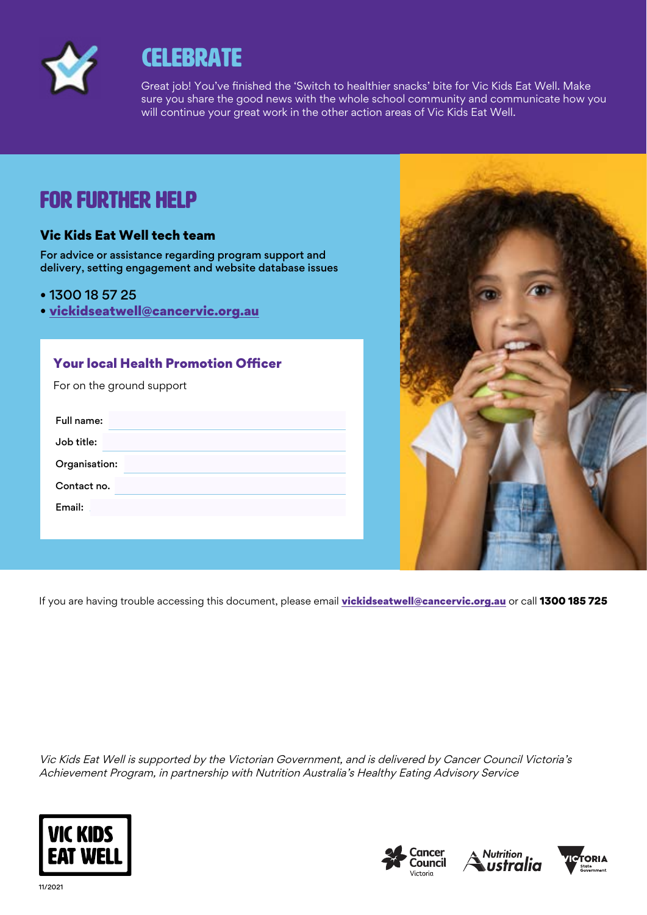# CELEBRATE

Great job! You've finished the 'Switch to healthier snacks' bite for Vic Kids Eat Well. Make sure you share the good news with the whole school community and communicate how you will continue your great work in the other action areas of Vic Kids Eat Well.

# FOR FURTHER HELP

### Vic Kids Eat Well tech team

For advice or assistance regarding program support and delivery, setting engagement and website database issues

- 1300 18 57 25
- **vickidseatwell@cancervic.org.au**

### Your local Health Promotion Officer

For on the ground support

Full name:

Job title:

Organisation:

Contact no.

Email:

If you are having trouble accessing this document, please email **vickidseatwell@cancervic.org.au** or call **1300 185 725**

*Vic Kids Eat Well is supported by the Victorian Government, and is delivered by Cancer Council Victoria's Achievement Program, in partnership with Nutrition Australia's Healthy Eating Advisory Service*

VIC KIDS EAT WELL

Cancer Council Victoria | Nutrition Australia | Victoria State Government

11/2021